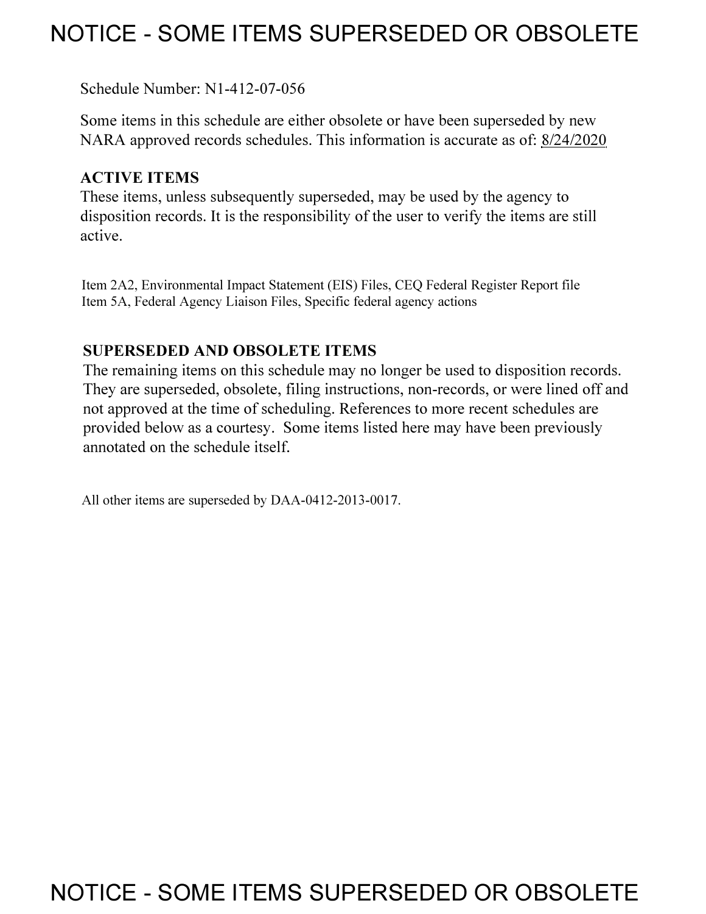# NOTICE - SOME ITEMS SUPERSEDED OR OBSOLETE

Schedule Number: N1-412-07-056

Some items in this schedule are either obsolete or have been superseded by new NARA approved records schedules. This information is accurate as of: 8/24/2020

## ACTIVE ITEMS

These items, unless subsequently superseded, may be used by the agency to disposition records. It is the responsibility of the user to verify the items are still active.

Item 2A2, Environmental Impact Statement (EIS) Files, CEQ Federal Register Report file
Item 5A, Federal Agency Liaison Files, Specific federal agency actions

## SUPERSEDED AND OBSOLETE ITEMS

The remaining items on this schedule may no longer be used to disposition records. They are superseded, obsolete, filing instructions, non-records, or were lined off and not approved at the time of scheduling. References to more recent schedules are provided below as a courtesy. Some items listed here may have been previously annotated on the schedule itself.

All other items are superseded by DAA-0412-2013-0017.

# NOTICE - SOME ITEMS SUPERSEDED OR OBSOLETE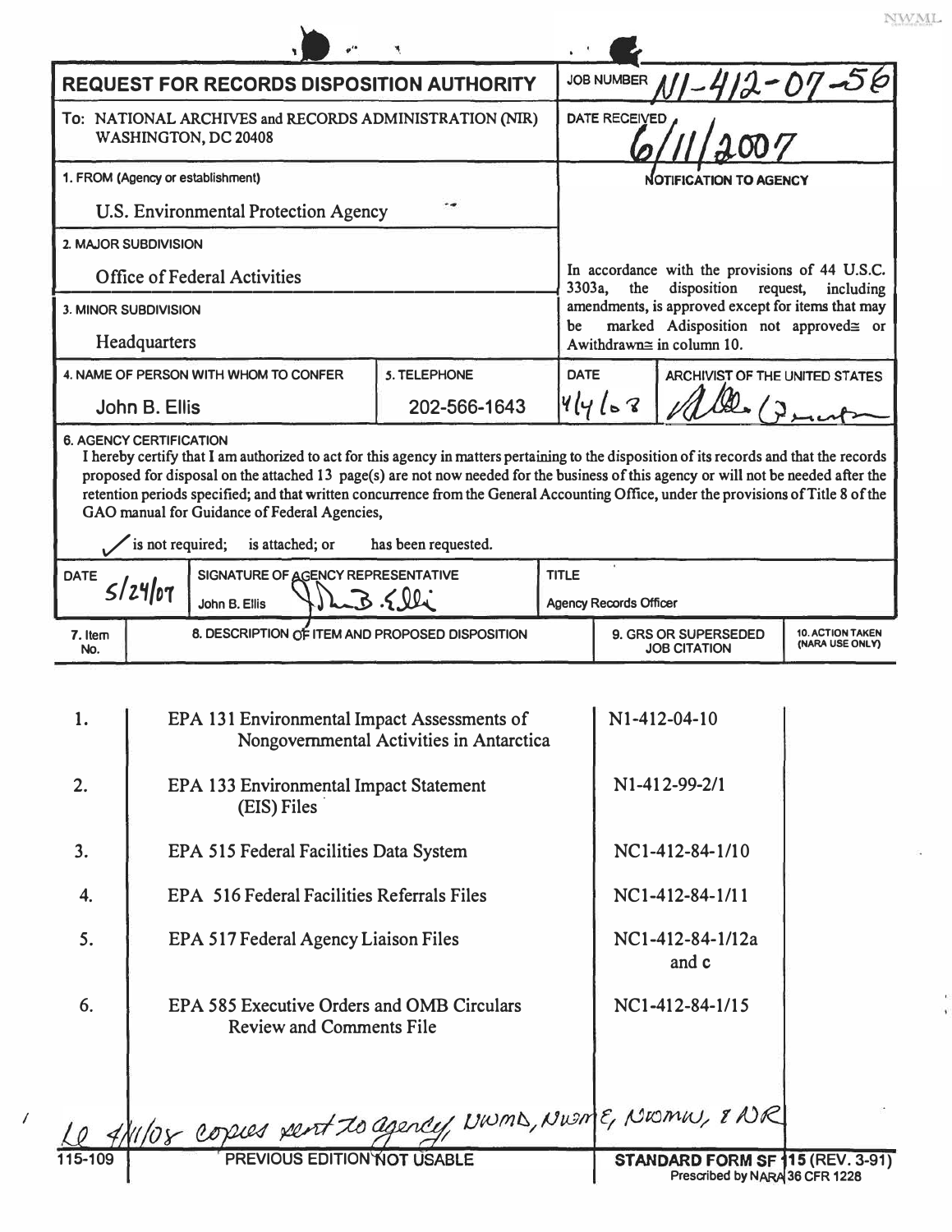# REQUEST FOR RECORDS DISPOSITION AUTHORITY

**JOB NUMBER** N1-412-07-56

To: NATIONAL ARCHIVES and RECORDS ADMINISTRATION (NIR) WASHINGTON, DC 20408

**DATE RECEIVED** 6/11/2007

**1. FROM (Agency or establishment)**
U.S. Environmental Protection Agency

**2. MAJOR SUBDIVISION**
Office of Federal Activities

**3. MINOR SUBDIVISION**
Headquarters

**NOTIFICATION TO AGENCY**

In accordance with the provisions of 44 U.S.C. 3303a, the disposition request, including amendments, is approved except for items that may be marked Adisposition not approved≅ or Awithdrawn≅ in column 10.

| 4. NAME OF PERSON WITH WHOM TO CONFER | 5. TELEPHONE | DATE | ARCHIVIST OF THE UNITED STATES |
|---|---|---|---|
| John B. Ellis | 202-566-1643 | 4/4/08 | (signature) |

**6. AGENCY CERTIFICATION**

I hereby certify that I am authorized to act for this agency in matters pertaining to the disposition of its records and that the records proposed for disposal on the attached 13 page(s) are not now needed for the business of this agency or will not be needed after the retention periods specified; and that written concurrence from the General Accounting Office, under the provisions of Title 8 of the GAO manual for Guidance of Federal Agencies,

✓ is not required; is attached; or has been requested.

| DATE | SIGNATURE OF AGENCY REPRESENTATIVE | TITLE |
|---|---|---|
| 5/24/07 | John B. Ellis (signature) | Agency Records Officer |

| 7. Item No. | 8. DESCRIPTION OF ITEM AND PROPOSED DISPOSITION | 9. GRS OR SUPERSEDED JOB CITATION | 10. ACTION TAKEN (NARA USE ONLY) |
|---|---|---|---|
| 1. | EPA 131 Environmental Impact Assessments of Nongovernmental Activities in Antarctica | N1-412-04-10 | |
| 2. | EPA 133 Environmental Impact Statement (EIS) Files | N1-412-99-2/1 | |
| 3. | EPA 515 Federal Facilities Data System | NC1-412-84-1/10 | |
| 4. | EPA 516 Federal Facilities Referrals Files | NC1-412-84-1/11 | |
| 5. | EPA 517 Federal Agency Liaison Files | NC1-412-84-1/12a and c | |
| 6. | EPA 585 Executive Orders and OMB Circulars Review and Comments File | NC1-412-84-1/15 | |

LO 4/11/08 copies sent to agency, NWMD, NWME, NWMW, & NR

115-109 PREVIOUS EDITION NOT USABLE

STANDARD FORM SF 115 (REV. 3-91) Prescribed by NARA 36 CFR 1228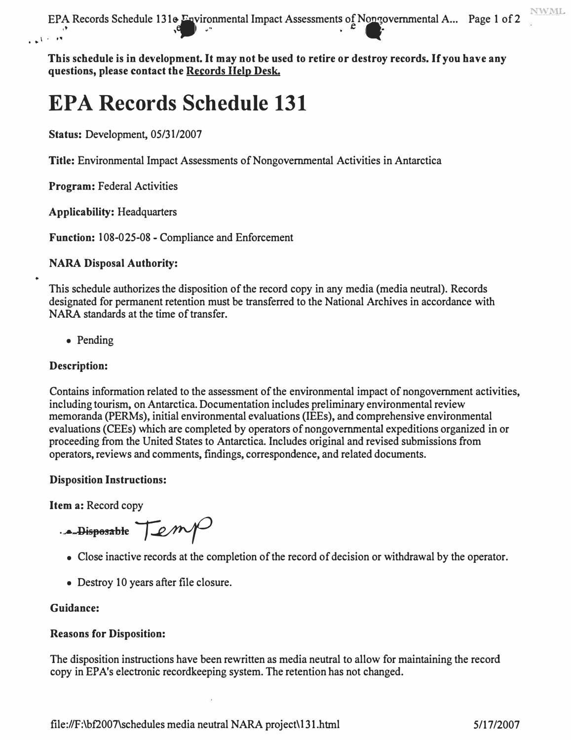**This schedule is in development. It may not be used to retire or destroy records. If you have any questions, please contact the Records Help Desk.**

# EPA Records Schedule 131

**Status:** Development, 05/31/2007

**Title:** Environmental Impact Assessments of Nongovernmental Activities in Antarctica

**Program:** Federal Activities

**Applicability:** Headquarters

**Function:** 108-025-08 - Compliance and Enforcement

**NARA Disposal Authority:**

This schedule authorizes the disposition of the record copy in any media (media neutral). Records designated for permanent retention must be transferred to the National Archives in accordance with NARA standards at the time of transfer.

- Pending

**Description:**

Contains information related to the assessment of the environmental impact of nongovernment activities, including tourism, on Antarctica. Documentation includes preliminary environmental review memoranda (PERMs), initial environmental evaluations (IEEs), and comprehensive environmental evaluations (CEEs) which are completed by operators of nongovernmental expeditions organized in or proceeding from the United States to Antarctica. Includes original and revised submissions from operators, reviews and comments, findings, correspondence, and related documents.

**Disposition Instructions:**

**Item a:** Record copy

- ~~Disposable~~ Temp
- Close inactive records at the completion of the record of decision or withdrawal by the operator.
- Destroy 10 years after file closure.

**Guidance:**

**Reasons for Disposition:**

The disposition instructions have been rewritten as media neutral to allow for maintaining the record copy in EPA's electronic recordkeeping system. The retention has not changed.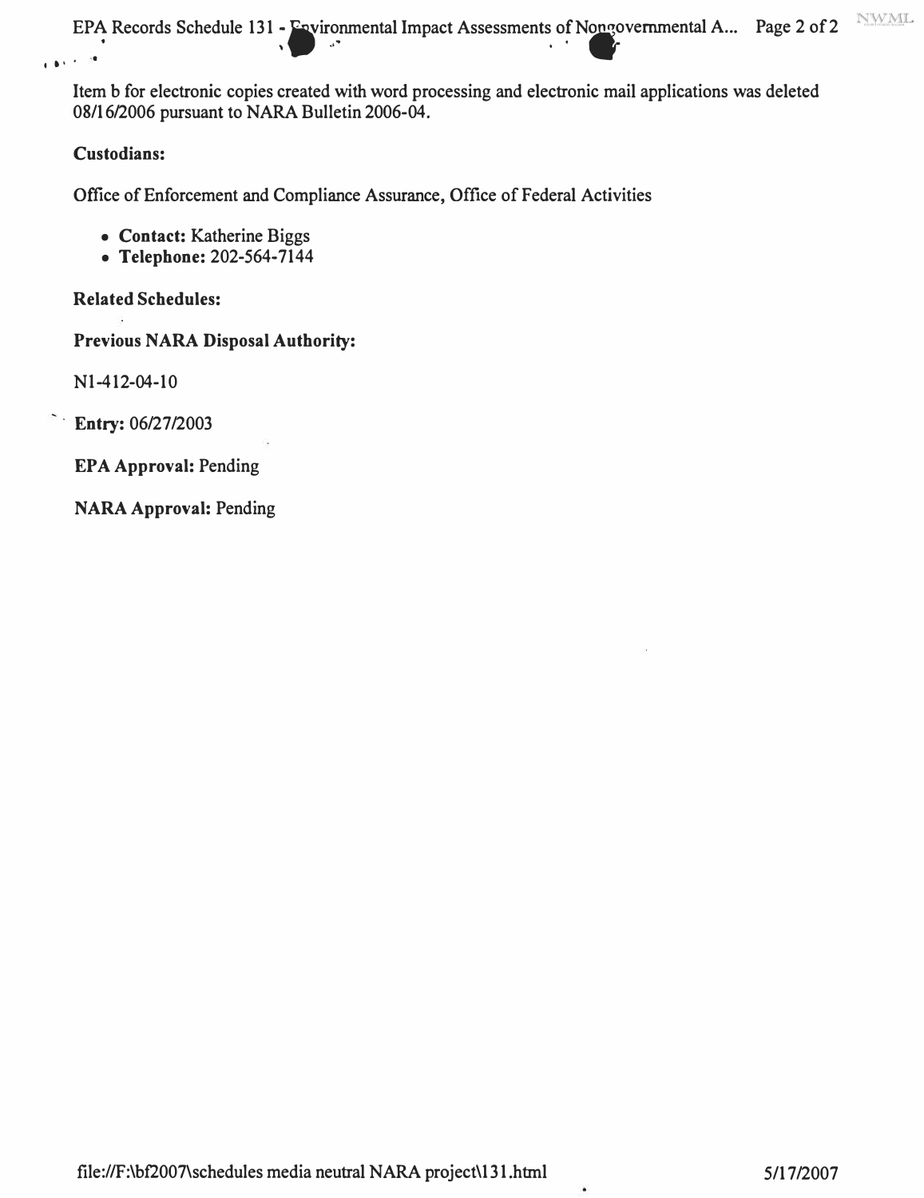Item b for electronic copies created with word processing and electronic mail applications was deleted 08/16/2006 pursuant to NARA Bulletin 2006-04.

**Custodians:**

Office of Enforcement and Compliance Assurance, Office of Federal Activities

- **Contact:** Katherine Biggs
- **Telephone:** 202-564-7144

**Related Schedules:**

**Previous NARA Disposal Authority:**

N1-412-04-10

**Entry:** 06/27/2003

**EPA Approval:** Pending

**NARA Approval:** Pending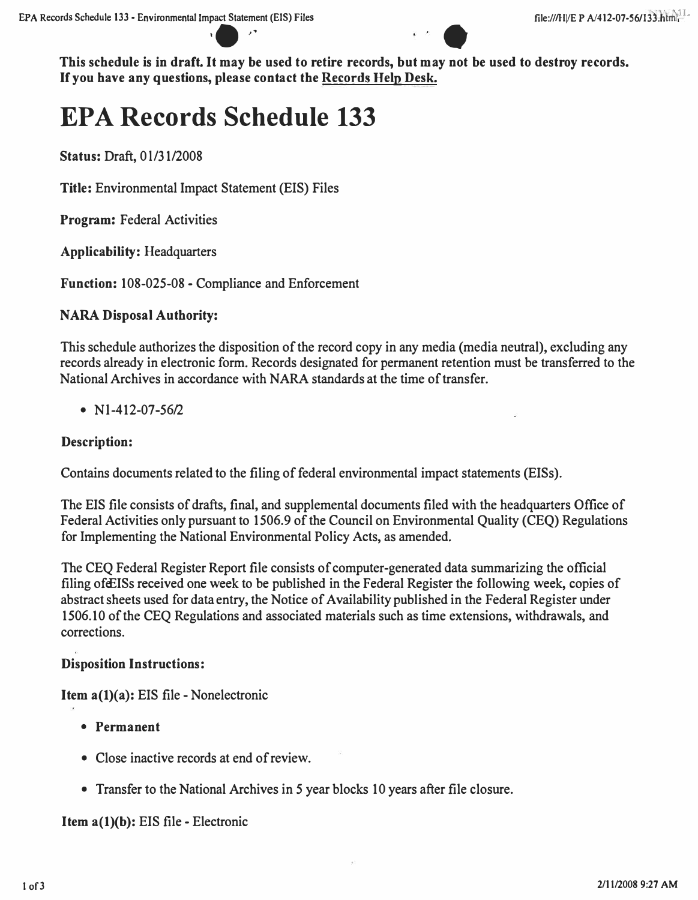**This schedule is in draft. It may be used to retire records, but may not be used to destroy records. If you have any questions, please contact the Records Help Desk.**

# EPA Records Schedule 133

**Status:** Draft, 01/31/2008

**Title:** Environmental Impact Statement (EIS) Files

**Program:** Federal Activities

**Applicability:** Headquarters

**Function:** 108-025-08 - Compliance and Enforcement

### NARA Disposal Authority:

This schedule authorizes the disposition of the record copy in any media (media neutral), excluding any records already in electronic form. Records designated for permanent retention must be transferred to the National Archives in accordance with NARA standards at the time of transfer.

- N1-412-07-56/2

### Description:

Contains documents related to the filing of federal environmental impact statements (EISs).

The EIS file consists of drafts, final, and supplemental documents filed with the headquarters Office of Federal Activities only pursuant to 1506.9 of the Council on Environmental Quality (CEQ) Regulations for Implementing the National Environmental Policy Acts, as amended.

The CEQ Federal Register Report file consists of computer-generated data summarizing the official filing of EISs received one week to be published in the Federal Register the following week, copies of abstract sheets used for data entry, the Notice of Availability published in the Federal Register under 1506.10 of the CEQ Regulations and associated materials such as time extensions, withdrawals, and corrections.

### Disposition Instructions:

**Item a(1)(a):** EIS file - Nonelectronic

- **Permanent**
- Close inactive records at end of review.
- Transfer to the National Archives in 5 year blocks 10 years after file closure.

**Item a(1)(b):** EIS file - Electronic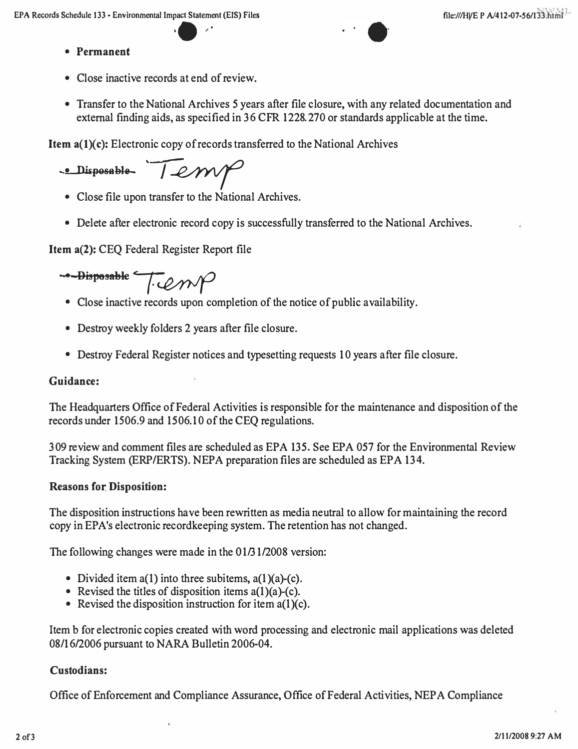- **Permanent**
- Close inactive records at end of review.
- Transfer to the National Archives 5 years after file closure, with any related documentation and external finding aids, as specified in 36 CFR 1228.270 or standards applicable at the time.

**Item a(1)(c):** Electronic copy of records transferred to the National Archives

- ~~Disposable~~ Temp
- Close file upon transfer to the National Archives.
- Delete after electronic record copy is successfully transferred to the National Archives.

**Item a(2):** CEQ Federal Register Report file

- ~~Disposable~~ Temp
- Close inactive records upon completion of the notice of public availability.
- Destroy weekly folders 2 years after file closure.
- Destroy Federal Register notices and typesetting requests 10 years after file closure.

**Guidance:**

The Headquarters Office of Federal Activities is responsible for the maintenance and disposition of the records under 1506.9 and 1506.10 of the CEQ regulations.

309 review and comment files are scheduled as EPA 135. See EPA 057 for the Environmental Review Tracking System (ERP/ERTS). NEPA preparation files are scheduled as EPA 134.

**Reasons for Disposition:**

The disposition instructions have been rewritten as media neutral to allow for maintaining the record copy in EPA's electronic recordkeeping system. The retention has not changed.

The following changes were made in the 01/31/2008 version:

- Divided item a(1) into three subitems, a(1)(a)-(c).
- Revised the titles of disposition items a(1)(a)-(c).
- Revised the disposition instruction for item a(1)(c).

Item b for electronic copies created with word processing and electronic mail applications was deleted 08/16/2006 pursuant to NARA Bulletin 2006-04.

**Custodians:**

Office of Enforcement and Compliance Assurance, Office of Federal Activities, NEPA Compliance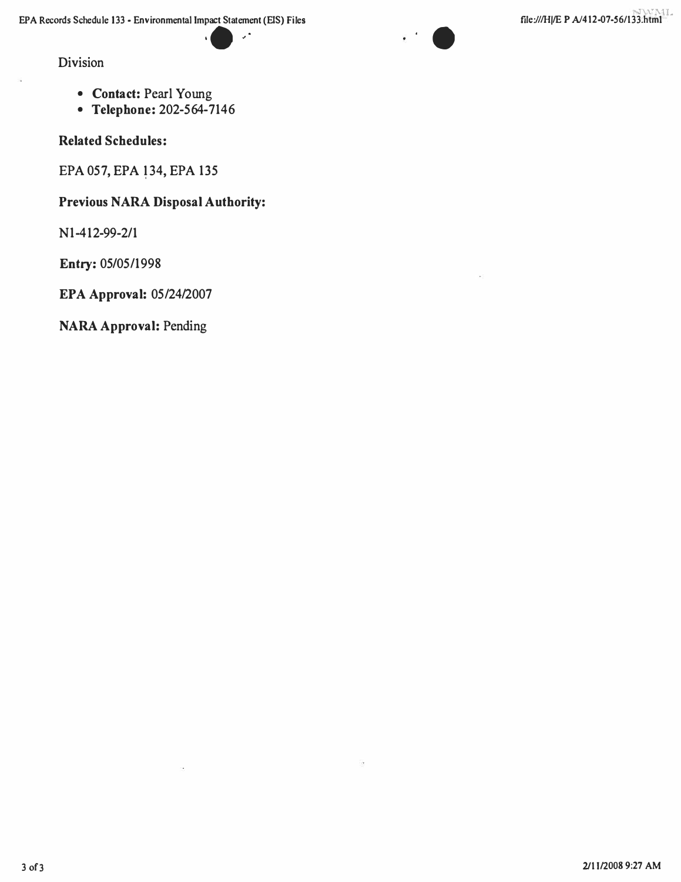Division

- **Contact:** Pearl Young
- **Telephone:** 202-564-7146

**Related Schedules:**

EPA 057, EPA 134, EPA 135

**Previous NARA Disposal Authority:**

N1-412-99-2/1

**Entry:** 05/05/1998

**EPA Approval:** 05/24/2007

**NARA Approval:** Pending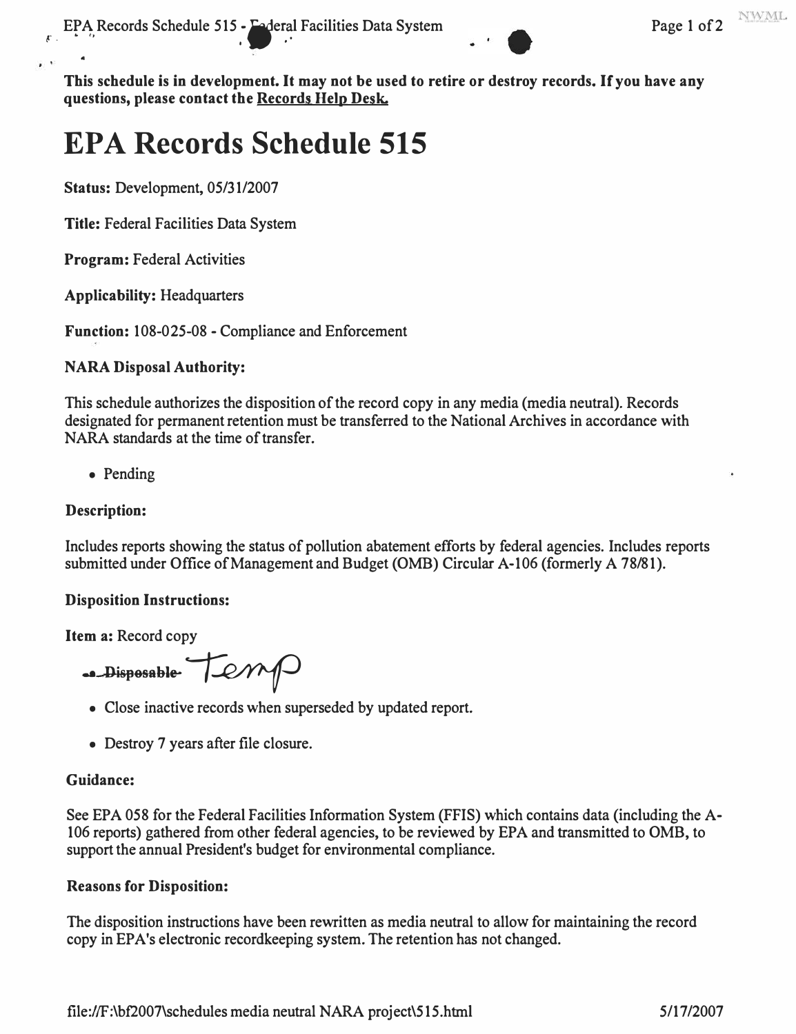**This schedule is in development. It may not be used to retire or destroy records. If you have any questions, please contact the Records Help Desk.**

# EPA Records Schedule 515

**Status:** Development, 05/31/2007

**Title:** Federal Facilities Data System

**Program:** Federal Activities

**Applicability:** Headquarters

**Function:** 108-025-08 - Compliance and Enforcement

**NARA Disposal Authority:**

This schedule authorizes the disposition of the record copy in any media (media neutral). Records designated for permanent retention must be transferred to the National Archives in accordance with NARA standards at the time of transfer.

- Pending

**Description:**

Includes reports showing the status of pollution abatement efforts by federal agencies. Includes reports submitted under Office of Management and Budget (OMB) Circular A-106 (formerly A 78/81).

**Disposition Instructions:**

**Item a:** Record copy

- ~~Disposable~~ Temp
- Close inactive records when superseded by updated report.
- Destroy 7 years after file closure.

**Guidance:**

See EPA 058 for the Federal Facilities Information System (FFIS) which contains data (including the A-106 reports) gathered from other federal agencies, to be reviewed by EPA and transmitted to OMB, to support the annual President's budget for environmental compliance.

**Reasons for Disposition:**

The disposition instructions have been rewritten as media neutral to allow for maintaining the record copy in EPA's electronic recordkeeping system. The retention has not changed.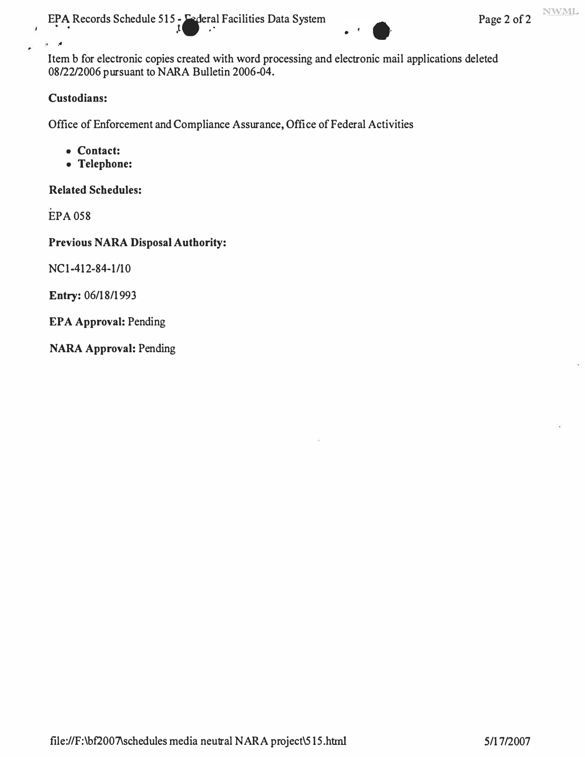Item b for electronic copies created with word processing and electronic mail applications deleted 08/22/2006 pursuant to NARA Bulletin 2006-04.

**Custodians:**

Office of Enforcement and Compliance Assurance, Office of Federal Activities

- **Contact:**
- **Telephone:**

**Related Schedules:**

EPA 058

**Previous NARA Disposal Authority:**

NC1-412-84-1/10

**Entry:** 06/18/1993

**EPA Approval:** Pending

**NARA Approval:** Pending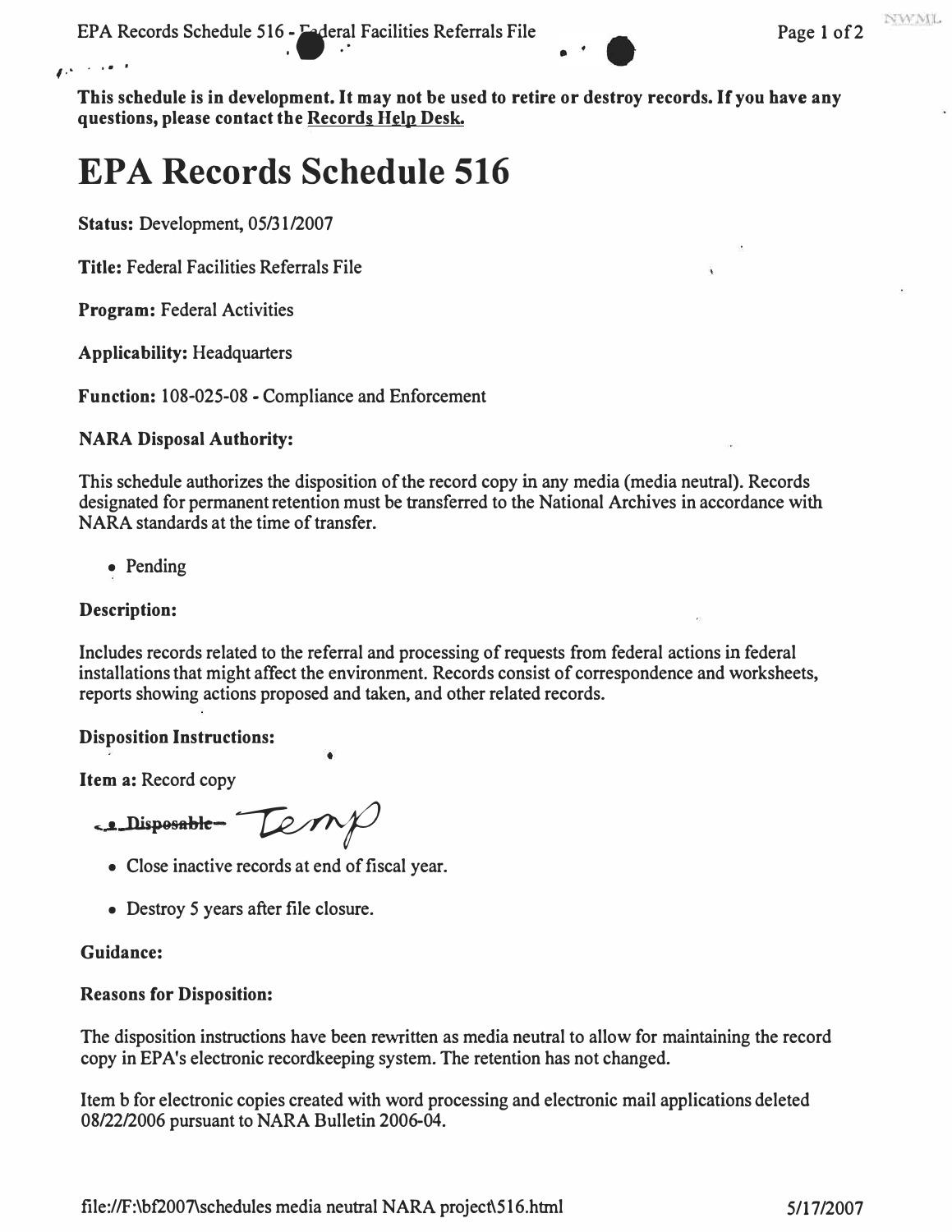This schedule is in development. It may not be used to retire or destroy records. If you have any questions, please contact the Records Help Desk.

# EPA Records Schedule 516

**Status:** Development, 05/31/2007

**Title:** Federal Facilities Referrals File

**Program:** Federal Activities

**Applicability:** Headquarters

**Function:** 108-025-08 - Compliance and Enforcement

**NARA Disposal Authority:**

This schedule authorizes the disposition of the record copy in any media (media neutral). Records designated for permanent retention must be transferred to the National Archives in accordance with NARA standards at the time of transfer.

- Pending

**Description:**

Includes records related to the referral and processing of requests from federal actions in federal installations that might affect the environment. Records consist of correspondence and worksheets, reports showing actions proposed and taken, and other related records.

**Disposition Instructions:**

**Item a:** Record copy

- ~~Disposable~~ Temp
- Close inactive records at end of fiscal year.
- Destroy 5 years after file closure.

**Guidance:**

**Reasons for Disposition:**

The disposition instructions have been rewritten as media neutral to allow for maintaining the record copy in EPA's electronic recordkeeping system. The retention has not changed.

Item b for electronic copies created with word processing and electronic mail applications deleted 08/22/2006 pursuant to NARA Bulletin 2006-04.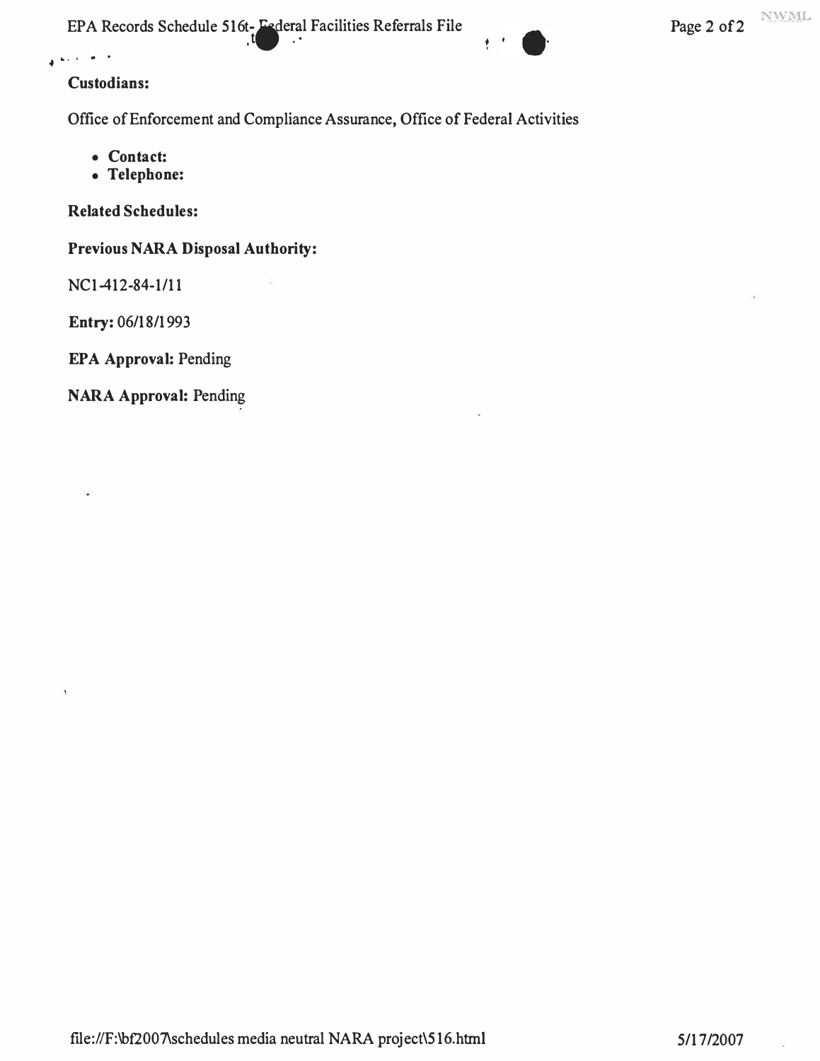**Custodians:**

Office of Enforcement and Compliance Assurance, Office of Federal Activities

- **Contact:**
- **Telephone:**

**Related Schedules:**

**Previous NARA Disposal Authority:**

NC1-412-84-1/11

**Entry:** 06/18/1993

**EPA Approval:** Pending

**NARA Approval:** Pending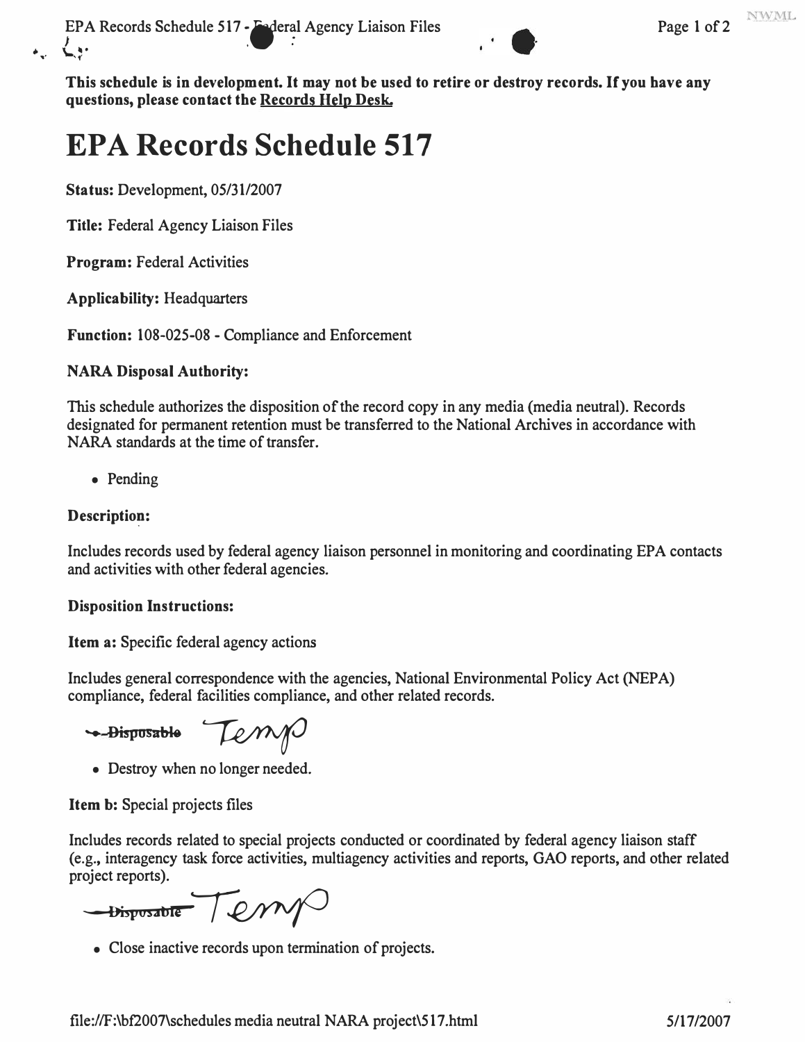This schedule is in development. It may not be used to retire or destroy records. If you have any questions, please contact the Records Help Desk.

# EPA Records Schedule 517

**Status:** Development, 05/31/2007

**Title:** Federal Agency Liaison Files

**Program:** Federal Activities

**Applicability:** Headquarters

**Function:** 108-025-08 - Compliance and Enforcement

**NARA Disposal Authority:**

This schedule authorizes the disposition of the record copy in any media (media neutral). Records designated for permanent retention must be transferred to the National Archives in accordance with NARA standards at the time of transfer.

- Pending

**Description:**

Includes records used by federal agency liaison personnel in monitoring and coordinating EPA contacts and activities with other federal agencies.

**Disposition Instructions:**

**Item a:** Specific federal agency actions

Includes general correspondence with the agencies, National Environmental Policy Act (NEPA) compliance, federal facilities compliance, and other related records.

~~Disposable~~ Temp

- Destroy when no longer needed.

**Item b:** Special projects files

Includes records related to special projects conducted or coordinated by federal agency liaison staff (e.g., interagency task force activities, multiagency activities and reports, GAO reports, and other related project reports).

~~Disposable~~ Temp

- Close inactive records upon termination of projects.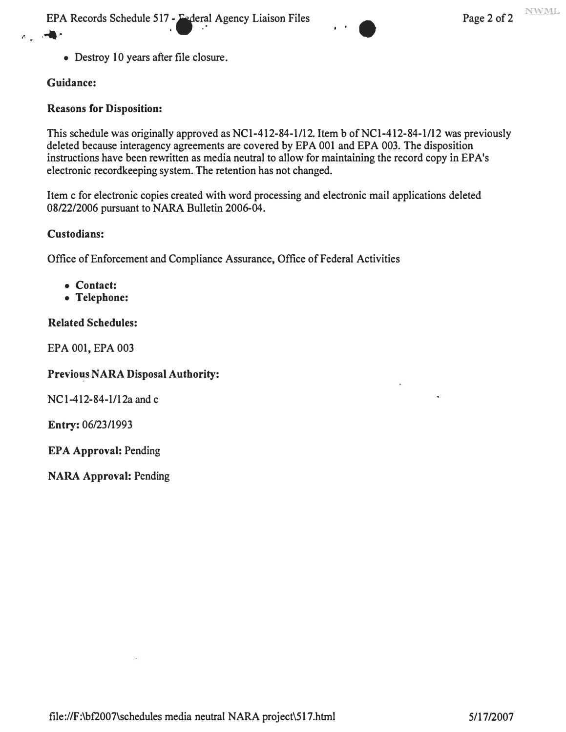- Destroy 10 years after file closure.

**Guidance:**

**Reasons for Disposition:**

This schedule was originally approved as NC1-412-84-1/12. Item b of NC1-412-84-1/12 was previously deleted because interagency agreements are covered by EPA 001 and EPA 003. The disposition instructions have been rewritten as media neutral to allow for maintaining the record copy in EPA's electronic recordkeeping system. The retention has not changed.

Item c for electronic copies created with word processing and electronic mail applications deleted 08/22/2006 pursuant to NARA Bulletin 2006-04.

**Custodians:**

Office of Enforcement and Compliance Assurance, Office of Federal Activities

- **Contact:**
- **Telephone:**

**Related Schedules:**

EPA 001, EPA 003

**Previous NARA Disposal Authority:**

NC1-412-84-1/12a and c

**Entry:** 06/23/1993

**EPA Approval:** Pending

**NARA Approval:** Pending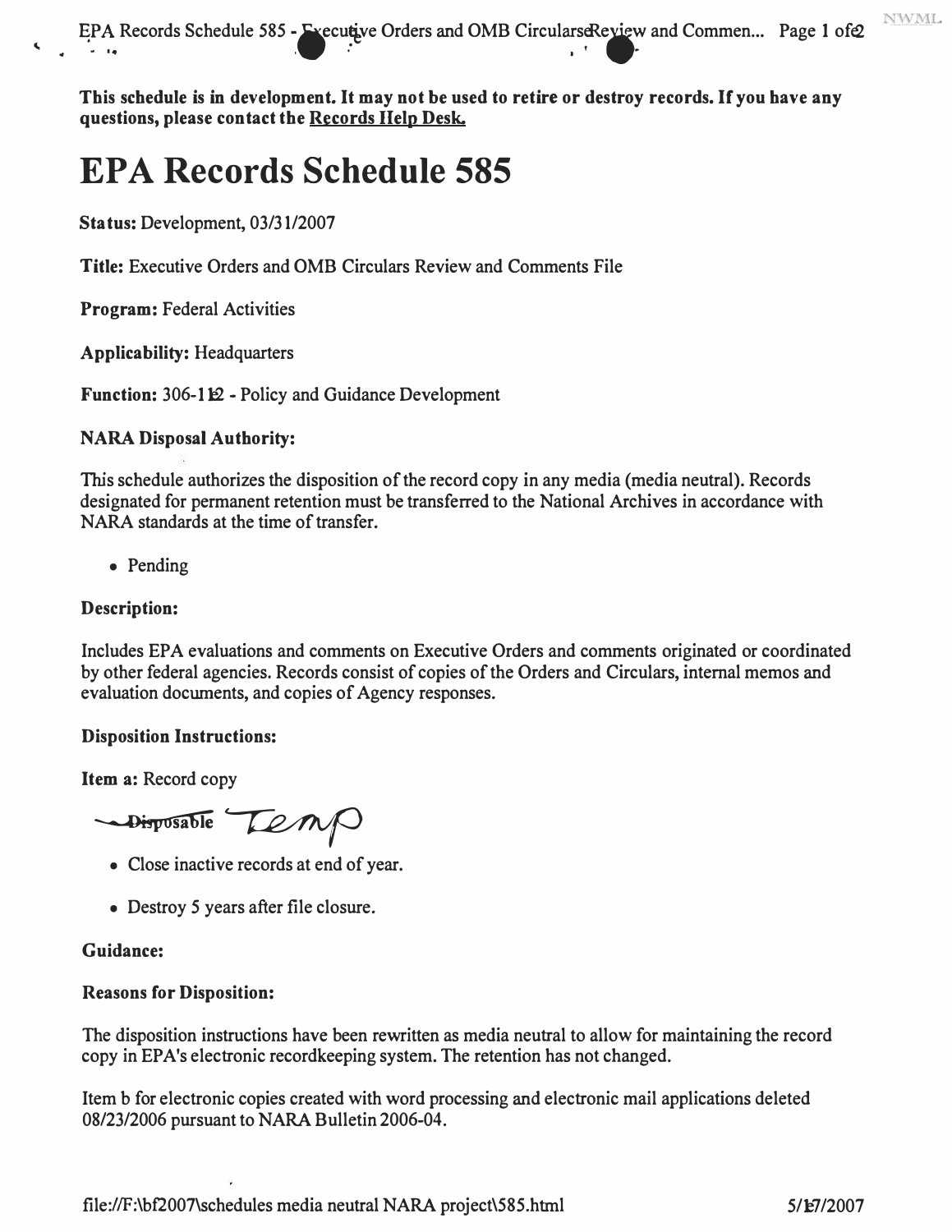**This schedule is in development. It may not be used to retire or destroy records. If you have any questions, please contact the Records Help Desk.**

# EPA Records Schedule 585

**Status:** Development, 03/31/2007

**Title:** Executive Orders and OMB Circulars Review and Comments File

**Program:** Federal Activities

**Applicability:** Headquarters

**Function:** 306-112 - Policy and Guidance Development

**NARA Disposal Authority:**

This schedule authorizes the disposition of the record copy in any media (media neutral). Records designated for permanent retention must be transferred to the National Archives in accordance with NARA standards at the time of transfer.

- Pending

**Description:**

Includes EPA evaluations and comments on Executive Orders and comments originated or coordinated by other federal agencies. Records consist of copies of the Orders and Circulars, internal memos and evaluation documents, and copies of Agency responses.

**Disposition Instructions:**

**Item a:** Record copy

~~Disposable~~ Temp

- Close inactive records at end of year.
- Destroy 5 years after file closure.

**Guidance:**

**Reasons for Disposition:**

The disposition instructions have been rewritten as media neutral to allow for maintaining the record copy in EPA's electronic recordkeeping system. The retention has not changed.

Item b for electronic copies created with word processing and electronic mail applications deleted 08/23/2006 pursuant to NARA Bulletin 2006-04.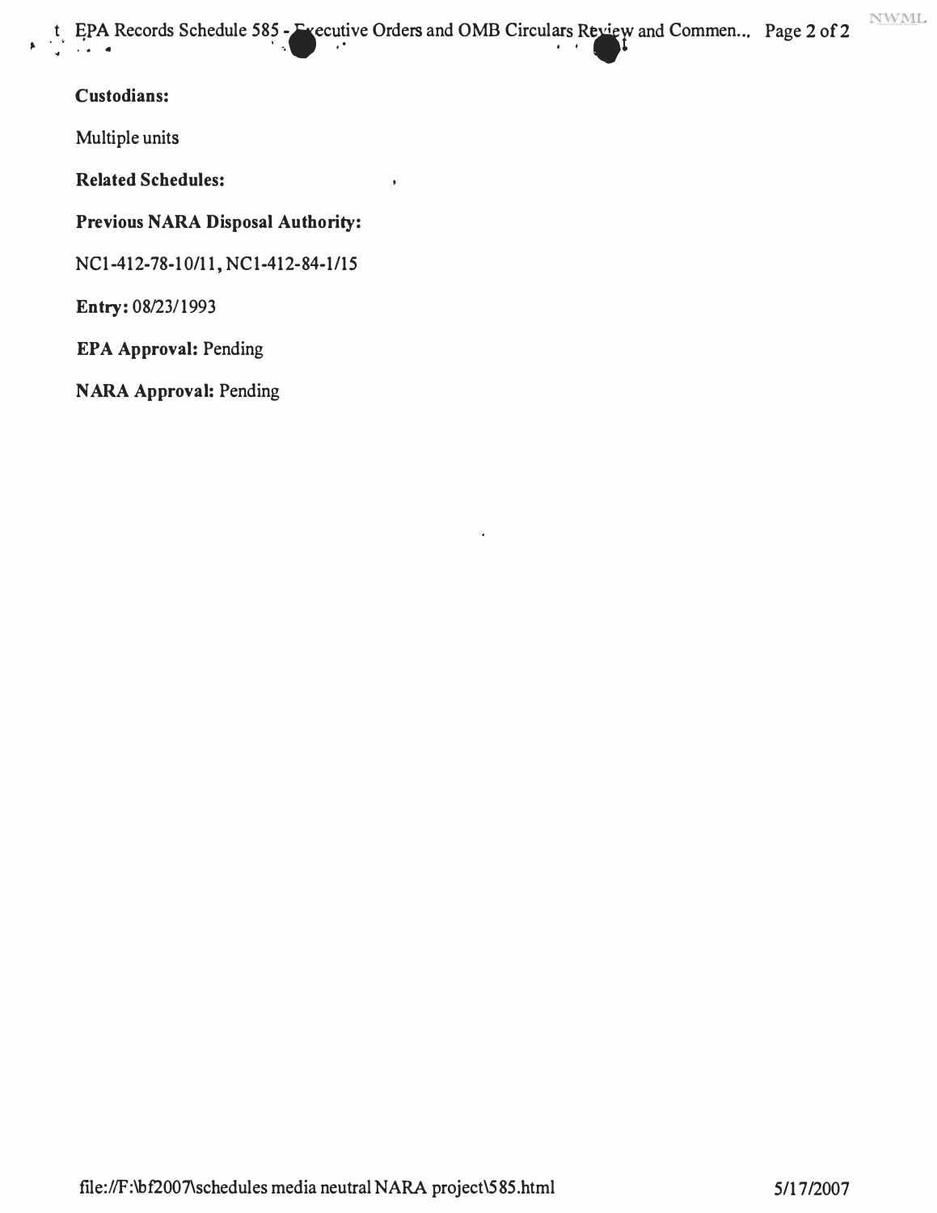**Custodians:**

Multiple units

**Related Schedules:**

**Previous NARA Disposal Authority:**

NC1-412-78-10/11, NC1-412-84-1/15

**Entry:** 08/23/1993

**EPA Approval:** Pending

**NARA Approval:** Pending